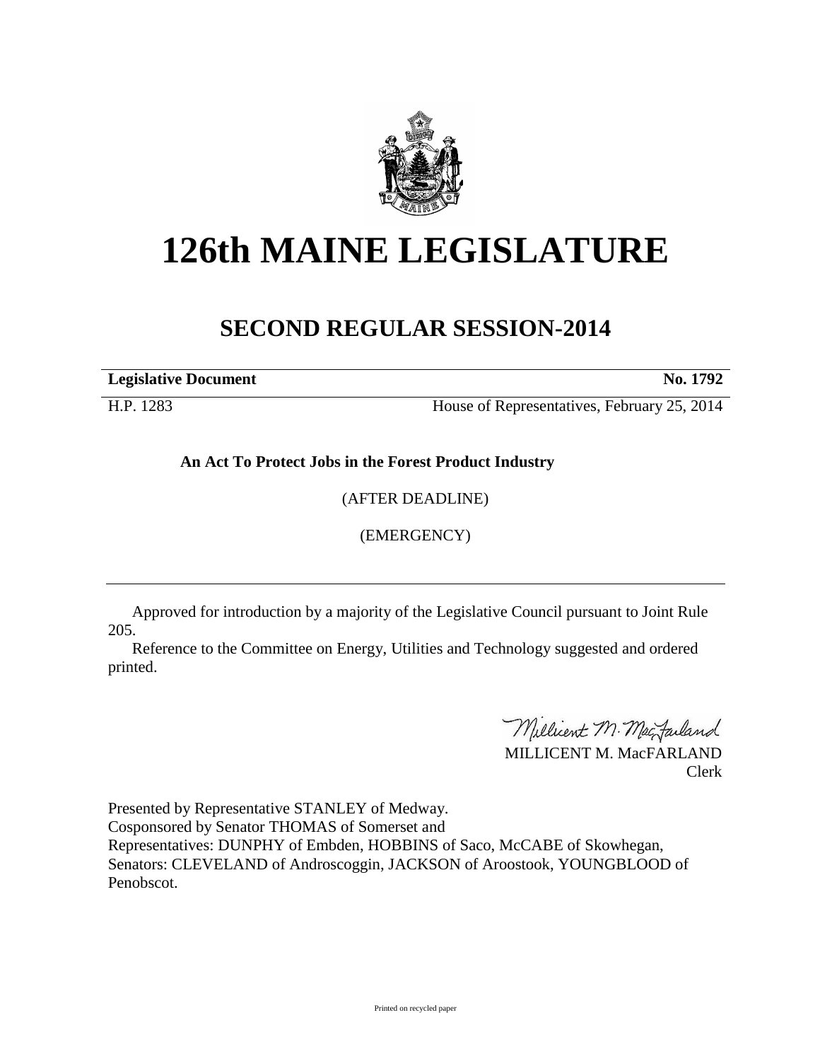# 126th MAINE LEGISLATURE

## SECOND REGULAR SESSION-2014

**Legislative Document** **No. 1792**

H.P. 1283 House of Representatives, February 25, 2014

**An Act To Protect Jobs in the Forest Product Industry**

(AFTER DEADLINE)

(EMERGENCY)

---

Approved for introduction by a majority of the Legislative Council pursuant to Joint Rule 205.

Reference to the Committee on Energy, Utilities and Technology suggested and ordered printed.

MILLICENT M. MacFARLAND
Clerk

Presented by Representative STANLEY of Medway.
Cosponsored by Senator THOMAS of Somerset and
Representatives: DUNPHY of Embden, HOBBINS of Saco, McCABE of Skowhegan, Senators: CLEVELAND of Androscoggin, JACKSON of Aroostook, YOUNGBLOOD of Penobscot.

Printed on recycled paper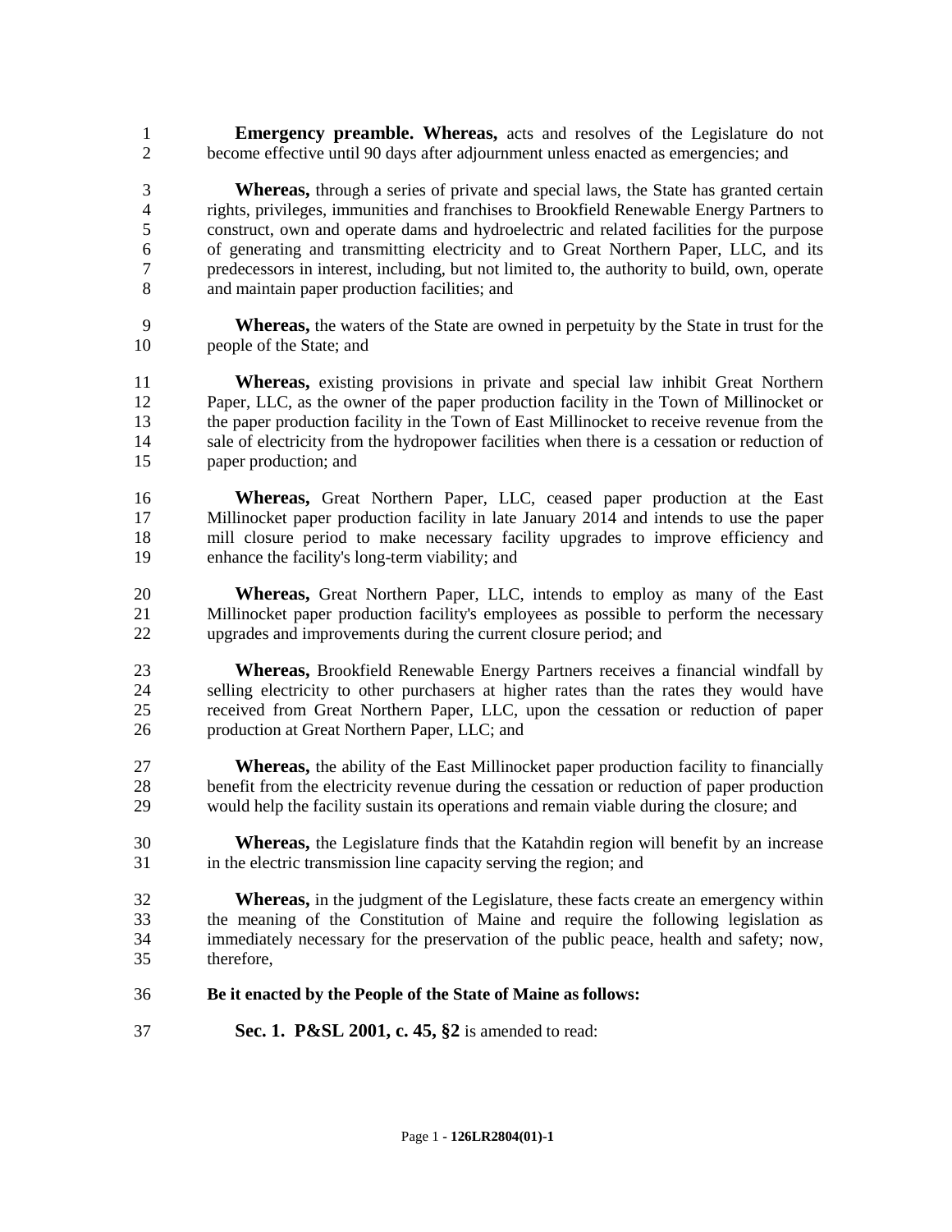**Emergency preamble. Whereas,** acts and resolves of the Legislature do not become effective until 90 days after adjournment unless enacted as emergencies; and

**Whereas,** through a series of private and special laws, the State has granted certain rights, privileges, immunities and franchises to Brookfield Renewable Energy Partners to construct, own and operate dams and hydroelectric and related facilities for the purpose of generating and transmitting electricity and to Great Northern Paper, LLC, and its predecessors in interest, including, but not limited to, the authority to build, own, operate and maintain paper production facilities; and

**Whereas,** the waters of the State are owned in perpetuity by the State in trust for the people of the State; and

**Whereas,** existing provisions in private and special law inhibit Great Northern Paper, LLC, as the owner of the paper production facility in the Town of Millinocket or the paper production facility in the Town of East Millinocket to receive revenue from the sale of electricity from the hydropower facilities when there is a cessation or reduction of paper production; and

**Whereas,** Great Northern Paper, LLC, ceased paper production at the East Millinocket paper production facility in late January 2014 and intends to use the paper mill closure period to make necessary facility upgrades to improve efficiency and enhance the facility's long-term viability; and

**Whereas,** Great Northern Paper, LLC, intends to employ as many of the East Millinocket paper production facility's employees as possible to perform the necessary upgrades and improvements during the current closure period; and

**Whereas,** Brookfield Renewable Energy Partners receives a financial windfall by selling electricity to other purchasers at higher rates than the rates they would have received from Great Northern Paper, LLC, upon the cessation or reduction of paper production at Great Northern Paper, LLC; and

**Whereas,** the ability of the East Millinocket paper production facility to financially benefit from the electricity revenue during the cessation or reduction of paper production would help the facility sustain its operations and remain viable during the closure; and

**Whereas,** the Legislature finds that the Katahdin region will benefit by an increase in the electric transmission line capacity serving the region; and

**Whereas,** in the judgment of the Legislature, these facts create an emergency within the meaning of the Constitution of Maine and require the following legislation as immediately necessary for the preservation of the public peace, health and safety; now, therefore,

**Be it enacted by the People of the State of Maine as follows:**

**Sec. 1. P&SL 2001, c. 45, §2** is amended to read: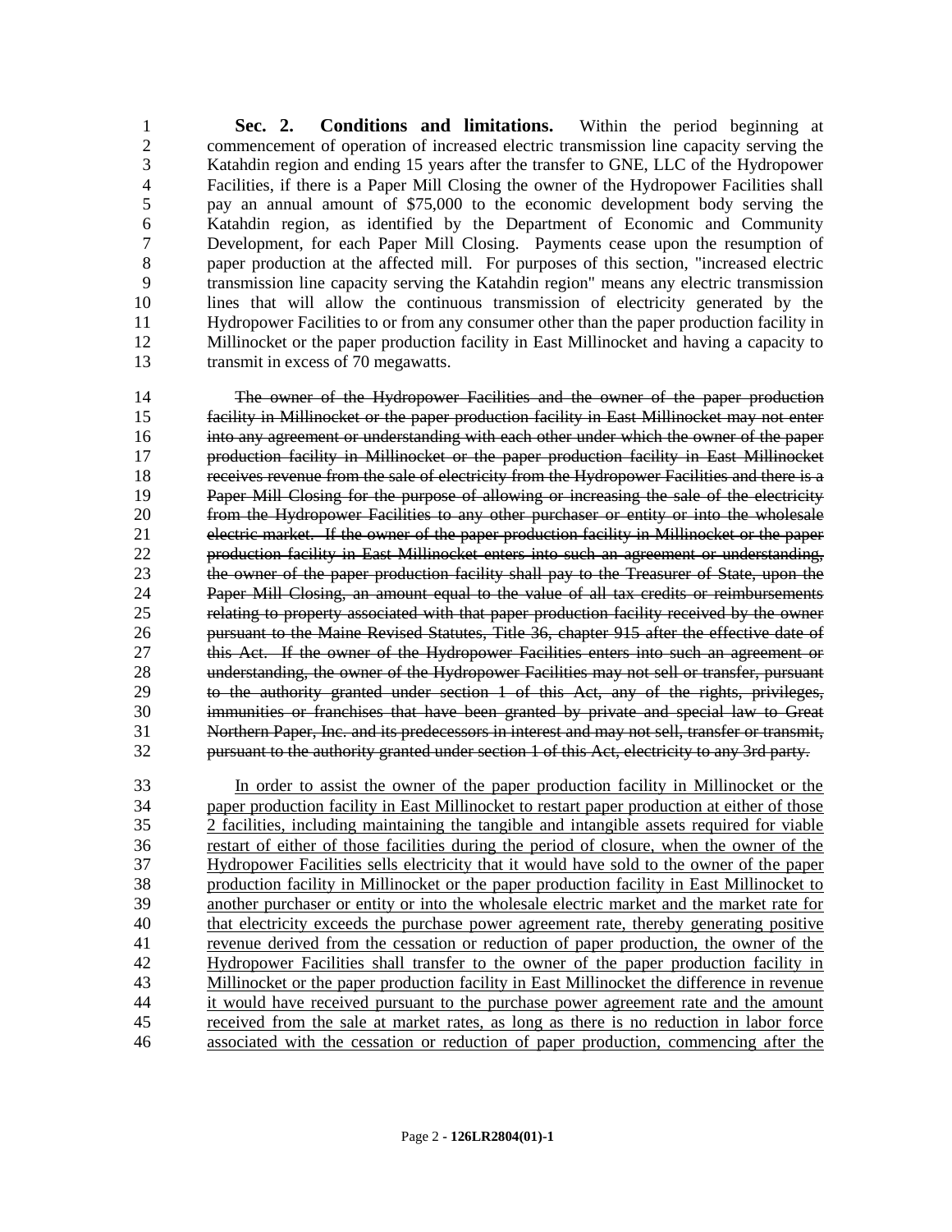**Sec. 2. Conditions and limitations.** Within the period beginning at commencement of operation of increased electric transmission line capacity serving the Katahdin region and ending 15 years after the transfer to GNE, LLC of the Hydropower Facilities, if there is a Paper Mill Closing the owner of the Hydropower Facilities shall pay an annual amount of $75,000 to the economic development body serving the Katahdin region, as identified by the Department of Economic and Community Development, for each Paper Mill Closing. Payments cease upon the resumption of paper production at the affected mill. For purposes of this section, "increased electric transmission line capacity serving the Katahdin region" means any electric transmission lines that will allow the continuous transmission of electricity generated by the Hydropower Facilities to or from any consumer other than the paper production facility in Millinocket or the paper production facility in East Millinocket and having a capacity to transmit in excess of 70 megawatts.

~~The owner of the Hydropower Facilities and the owner of the paper production facility in Millinocket or the paper production facility in East Millinocket may not enter into any agreement or understanding with each other under which the owner of the paper production facility in Millinocket or the paper production facility in East Millinocket receives revenue from the sale of electricity from the Hydropower Facilities and there is a Paper Mill Closing for the purpose of allowing or increasing the sale of the electricity from the Hydropower Facilities to any other purchaser or entity or into the wholesale electric market. If the owner of the paper production facility in Millinocket or the paper production facility in East Millinocket enters into such an agreement or understanding, the owner of the paper production facility shall pay to the Treasurer of State, upon the Paper Mill Closing, an amount equal to the value of all tax credits or reimbursements relating to property associated with that paper production facility received by the owner pursuant to the Maine Revised Statutes, Title 36, chapter 915 after the effective date of this Act. If the owner of the Hydropower Facilities enters into such an agreement or understanding, the owner of the Hydropower Facilities may not sell or transfer, pursuant to the authority granted under section 1 of this Act, any of the rights, privileges, immunities or franchises that have been granted by private and special law to Great Northern Paper, Inc. and its predecessors in interest and may not sell, transfer or transmit, pursuant to the authority granted under section 1 of this Act, electricity to any 3rd party.~~

<u>In order to assist the owner of the paper production facility in Millinocket or the paper production facility in East Millinocket to restart paper production at either of those 2 facilities, including maintaining the tangible and intangible assets required for viable restart of either of those facilities during the period of closure, when the owner of the Hydropower Facilities sells electricity that it would have sold to the owner of the paper production facility in Millinocket or the paper production facility in East Millinocket to another purchaser or entity or into the wholesale electric market and the market rate for that electricity exceeds the purchase power agreement rate, thereby generating positive revenue derived from the cessation or reduction of paper production, the owner of the Hydropower Facilities shall transfer to the owner of the paper production facility in Millinocket or the paper production facility in East Millinocket the difference in revenue it would have received pursuant to the purchase power agreement rate and the amount received from the sale at market rates, as long as there is no reduction in labor force associated with the cessation or reduction of paper production, commencing after the</u>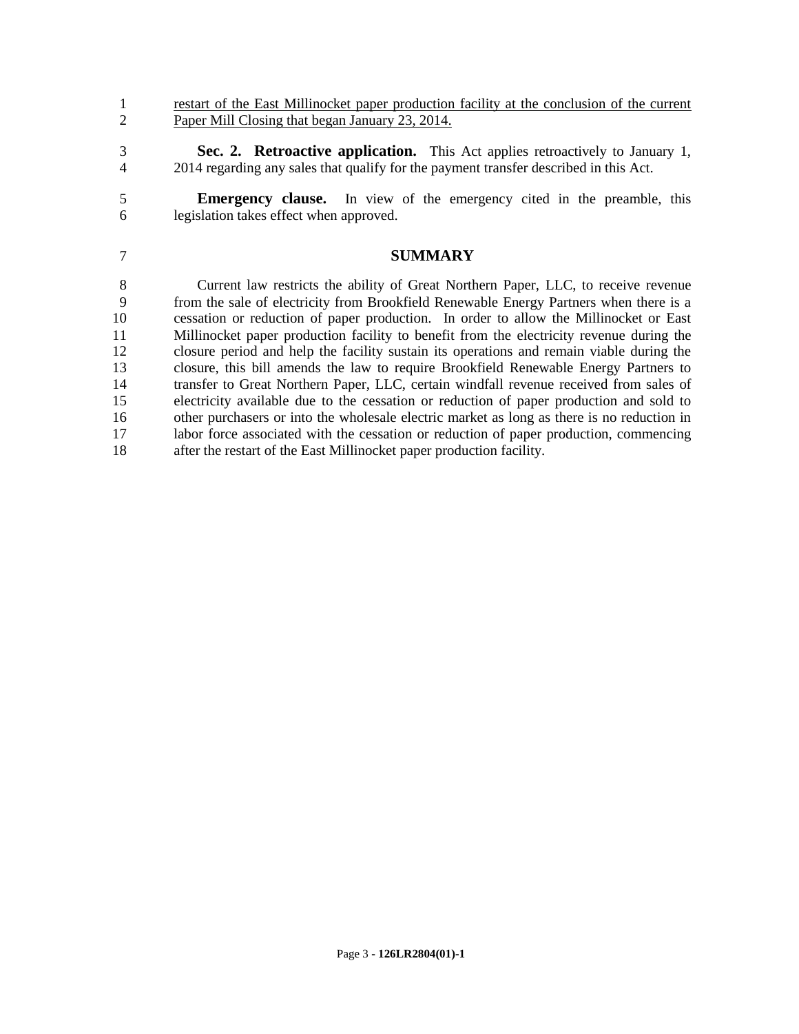restart of the East Millinocket paper production facility at the conclusion of the current Paper Mill Closing that began January 23, 2014.

**Sec. 2. Retroactive application.** This Act applies retroactively to January 1, 2014 regarding any sales that qualify for the payment transfer described in this Act.

**Emergency clause.** In view of the emergency cited in the preamble, this legislation takes effect when approved.

## SUMMARY

Current law restricts the ability of Great Northern Paper, LLC, to receive revenue from the sale of electricity from Brookfield Renewable Energy Partners when there is a cessation or reduction of paper production. In order to allow the Millinocket or East Millinocket paper production facility to benefit from the electricity revenue during the closure period and help the facility sustain its operations and remain viable during the closure, this bill amends the law to require Brookfield Renewable Energy Partners to transfer to Great Northern Paper, LLC, certain windfall revenue received from sales of electricity available due to the cessation or reduction of paper production and sold to other purchasers or into the wholesale electric market as long as there is no reduction in labor force associated with the cessation or reduction of paper production, commencing after the restart of the East Millinocket paper production facility.